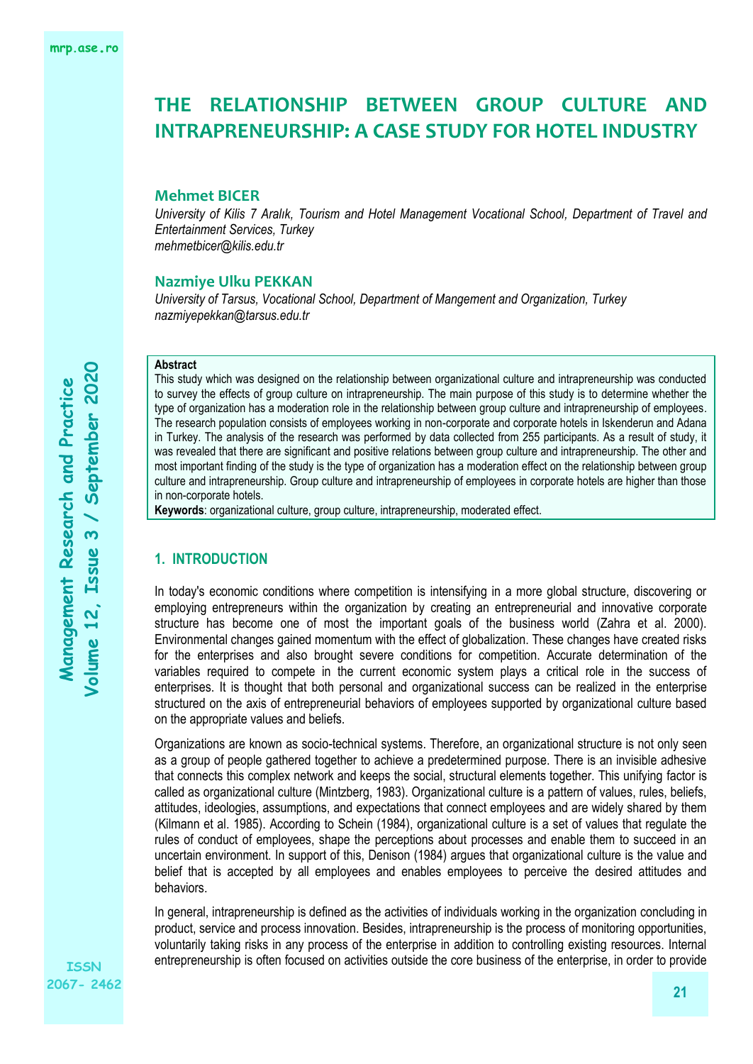# THE RELATIONSHIP BETWEEN GROUP CULTURE AND INTRAPRENEURSHIP: A CASE STUDY FOR HOTEL INDUSTRY

**Mehmet BICER**

*University of Kilis 7 Aralık, Tourism and Hotel Management Vocational School, Department of Travel and Entertainment Services, Turkey*
*mehmetbicer@kilis.edu.tr*

**Nazmiye Ulku PEKKAN**

*University of Tarsus, Vocational School, Department of Mangement and Organization, Turkey*
*nazmiyepekkan@tarsus.edu.tr*

**Abstract**

This study which was designed on the relationship between organizational culture and intrapreneurship was conducted to survey the effects of group culture on intrapreneurship. The main purpose of this study is to determine whether the type of organization has a moderation role in the relationship between group culture and intrapreneurship of employees. The research population consists of employees working in non-corporate and corporate hotels in Iskenderun and Adana in Turkey. The analysis of the research was performed by data collected from 255 participants. As a result of study, it was revealed that there are significant and positive relations between group culture and intrapreneurship. The other and most important finding of the study is the type of organization has a moderation effect on the relationship between group culture and intrapreneurship. Group culture and intrapreneurship of employees in corporate hotels are higher than those in non-corporate hotels.

**Keywords**: organizational culture, group culture, intrapreneurship, moderated effect.

## 1. INTRODUCTION

In today's economic conditions where competition is intensifying in a more global structure, discovering or employing entrepreneurs within the organization by creating an entrepreneurial and innovative corporate structure has become one of most the important goals of the business world (Zahra et al. 2000). Environmental changes gained momentum with the effect of globalization. These changes have created risks for the enterprises and also brought severe conditions for competition. Accurate determination of the variables required to compete in the current economic system plays a critical role in the success of enterprises. It is thought that both personal and organizational success can be realized in the enterprise structured on the axis of entrepreneurial behaviors of employees supported by organizational culture based on the appropriate values and beliefs.

Organizations are known as socio-technical systems. Therefore, an organizational structure is not only seen as a group of people gathered together to achieve a predetermined purpose. There is an invisible adhesive that connects this complex network and keeps the social, structural elements together. This unifying factor is called as organizational culture (Mintzberg, 1983). Organizational culture is a pattern of values, rules, beliefs, attitudes, ideologies, assumptions, and expectations that connect employees and are widely shared by them (Kilmann et al. 1985). According to Schein (1984), organizational culture is a set of values that regulate the rules of conduct of employees, shape the perceptions about processes and enable them to succeed in an uncertain environment. In support of this, Denison (1984) argues that organizational culture is the value and belief that is accepted by all employees and enables employees to perceive the desired attitudes and behaviors.

In general, intrapreneurship is defined as the activities of individuals working in the organization concluding in product, service and process innovation. Besides, intrapreneurship is the process of monitoring opportunities, voluntarily taking risks in any process of the enterprise in addition to controlling existing resources. Internal entrepreneurship is often focused on activities outside the core business of the enterprise, in order to provide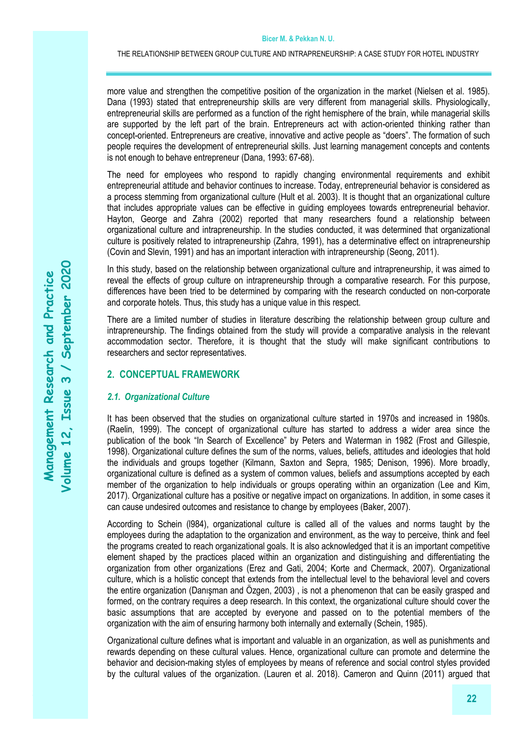more value and strengthen the competitive position of the organization in the market (Nielsen et al. 1985). Dana (1993) stated that entrepreneurship skills are very different from managerial skills. Physiologically, entrepreneurial skills are performed as a function of the right hemisphere of the brain, while managerial skills are supported by the left part of the brain. Entrepreneurs act with action-oriented thinking rather than concept-oriented. Entrepreneurs are creative, innovative and active people as "doers". The formation of such people requires the development of entrepreneurial skills. Just learning management concepts and contents is not enough to behave entrepreneur (Dana, 1993: 67-68).

The need for employees who respond to rapidly changing environmental requirements and exhibit entrepreneurial attitude and behavior continues to increase. Today, entrepreneurial behavior is considered as a process stemming from organizational culture (Hult et al. 2003). It is thought that an organizational culture that includes appropriate values can be effective in guiding employees towards entrepreneurial behavior. Hayton, George and Zahra (2002) reported that many researchers found a relationship between organizational culture and intrapreneurship. In the studies conducted, it was determined that organizational culture is positively related to intrapreneurship (Zahra, 1991), has a determinative effect on intrapreneurship (Covin and Slevin, 1991) and has an important interaction with intrapreneurship (Seong, 2011).

In this study, based on the relationship between organizational culture and intrapreneurship, it was aimed to reveal the effects of group culture on intrapreneurship through a comparative research. For this purpose, differences have been tried to be determined by comparing with the research conducted on non-corporate and corporate hotels. Thus, this study has a unique value in this respect.

There are a limited number of studies in literature describing the relationship between group culture and intrapreneurship. The findings obtained from the study will provide a comparative analysis in the relevant accommodation sector. Therefore, it is thought that the study will make significant contributions to researchers and sector representatives.

## 2. CONCEPTUAL FRAMEWORK

### *2.1. Organizational Culture*

It has been observed that the studies on organizational culture started in 1970s and increased in 1980s. (Raelin, 1999). The concept of organizational culture has started to address a wider area since the publication of the book "In Search of Excellence" by Peters and Waterman in 1982 (Frost and Gillespie, 1998). Organizational culture defines the sum of the norms, values, beliefs, attitudes and ideologies that hold the individuals and groups together (Kilmann, Saxton and Sepra, 1985; Denison, 1996). More broadly, organizational culture is defined as a system of common values, beliefs and assumptions accepted by each member of the organization to help individuals or groups operating within an organization (Lee and Kim, 2017). Organizational culture has a positive or negative impact on organizations. In addition, in some cases it can cause undesired outcomes and resistance to change by employees (Baker, 2007).

According to Schein (l984), organizational culture is called all of the values and norms taught by the employees during the adaptation to the organization and environment, as the way to perceive, think and feel the programs created to reach organizational goals. It is also acknowledged that it is an important competitive element shaped by the practices placed within an organization and distinguishing and differentiating the organization from other organizations (Erez and Gati, 2004; Korte and Chermack, 2007). Organizational culture, which is a holistic concept that extends from the intellectual level to the behavioral level and covers the entire organization (Danışman and Özgen, 2003) , is not a phenomenon that can be easily grasped and formed, on the contrary requires a deep research. In this context, the organizational culture should cover the basic assumptions that are accepted by everyone and passed on to the potential members of the organization with the aim of ensuring harmony both internally and externally (Schein, 1985).

Organizational culture defines what is important and valuable in an organization, as well as punishments and rewards depending on these cultural values. Hence, organizational culture can promote and determine the behavior and decision-making styles of employees by means of reference and social control styles provided by the cultural values of the organization. (Lauren et al. 2018). Cameron and Quinn (2011) argued that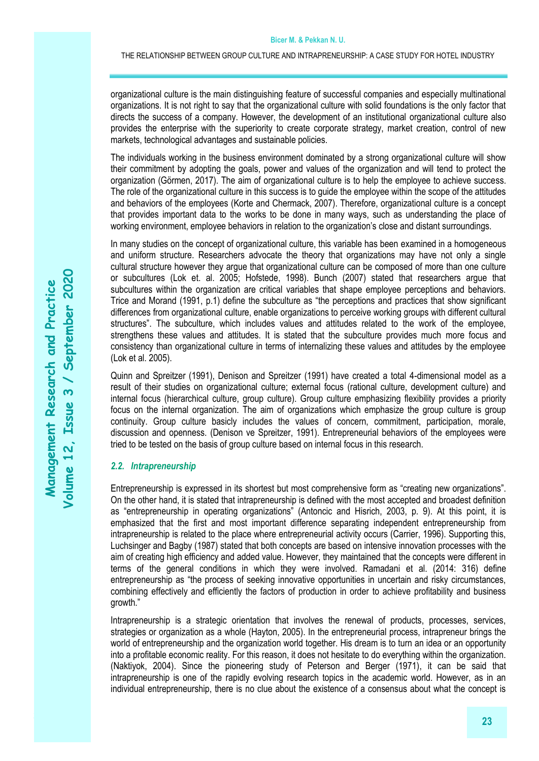organizational culture is the main distinguishing feature of successful companies and especially multinational organizations. It is not right to say that the organizational culture with solid foundations is the only factor that directs the success of a company. However, the development of an institutional organizational culture also provides the enterprise with the superiority to create corporate strategy, market creation, control of new markets, technological advantages and sustainable policies.

The individuals working in the business environment dominated by a strong organizational culture will show their commitment by adopting the goals, power and values of the organization and will tend to protect the organization (Görmen, 2017). The aim of organizational culture is to help the employee to achieve success. The role of the organizational culture in this success is to guide the employee within the scope of the attitudes and behaviors of the employees (Korte and Chermack, 2007). Therefore, organizational culture is a concept that provides important data to the works to be done in many ways, such as understanding the place of working environment, employee behaviors in relation to the organization's close and distant surroundings.

In many studies on the concept of organizational culture, this variable has been examined in a homogeneous and uniform structure. Researchers advocate the theory that organizations may have not only a single cultural structure however they argue that organizational culture can be composed of more than one culture or subcultures (Lok et. al. 2005; Hofstede, 1998). Bunch (2007) stated that researchers argue that subcultures within the organization are critical variables that shape employee perceptions and behaviors. Trice and Morand (1991, p.1) define the subculture as "the perceptions and practices that show significant differences from organizational culture, enable organizations to perceive working groups with different cultural structures". The subculture, which includes values and attitudes related to the work of the employee, strengthens these values and attitudes. It is stated that the subculture provides much more focus and consistency than organizational culture in terms of internalizing these values and attitudes by the employee (Lok et al. 2005).

Quinn and Spreitzer (1991), Denison and Spreitzer (1991) have created a total 4-dimensional model as a result of their studies on organizational culture; external focus (rational culture, development culture) and internal focus (hierarchical culture, group culture). Group culture emphasizing flexibility provides a priority focus on the internal organization. The aim of organizations which emphasize the group culture is group continuity. Group culture basicly includes the values of concern, commitment, participation, morale, discussion and openness. (Denison ve Spreitzer, 1991). Entrepreneurial behaviors of the employees were tried to be tested on the basis of group culture based on internal focus in this research.

### *2.2. Intrapreneurship*

Entrepreneurship is expressed in its shortest but most comprehensive form as "creating new organizations". On the other hand, it is stated that intrapreneurship is defined with the most accepted and broadest definition as "entrepreneurship in operating organizations" (Antoncic and Hisrich, 2003, p. 9). At this point, it is emphasized that the first and most important difference separating independent entrepreneurship from intrapreneurship is related to the place where entrepreneurial activity occurs (Carrier, 1996). Supporting this, Luchsinger and Bagby (1987) stated that both concepts are based on intensive innovation processes with the aim of creating high efficiency and added value. However, they maintained that the concepts were different in terms of the general conditions in which they were involved. Ramadani et al. (2014: 316) define entrepreneurship as "the process of seeking innovative opportunities in uncertain and risky circumstances, combining effectively and efficiently the factors of production in order to achieve profitability and business growth."

Intrapreneurship is a strategic orientation that involves the renewal of products, processes, services, strategies or organization as a whole (Hayton, 2005). In the entrepreneurial process, intrapreneur brings the world of entrepreneurship and the organization world together. His dream is to turn an idea or an opportunity into a profitable economic reality. For this reason, it does not hesitate to do everything within the organization. (Naktiyok, 2004). Since the pioneering study of Peterson and Berger (1971), it can be said that intrapreneurship is one of the rapidly evolving research topics in the academic world. However, as in an individual entrepreneurship, there is no clue about the existence of a consensus about what the concept is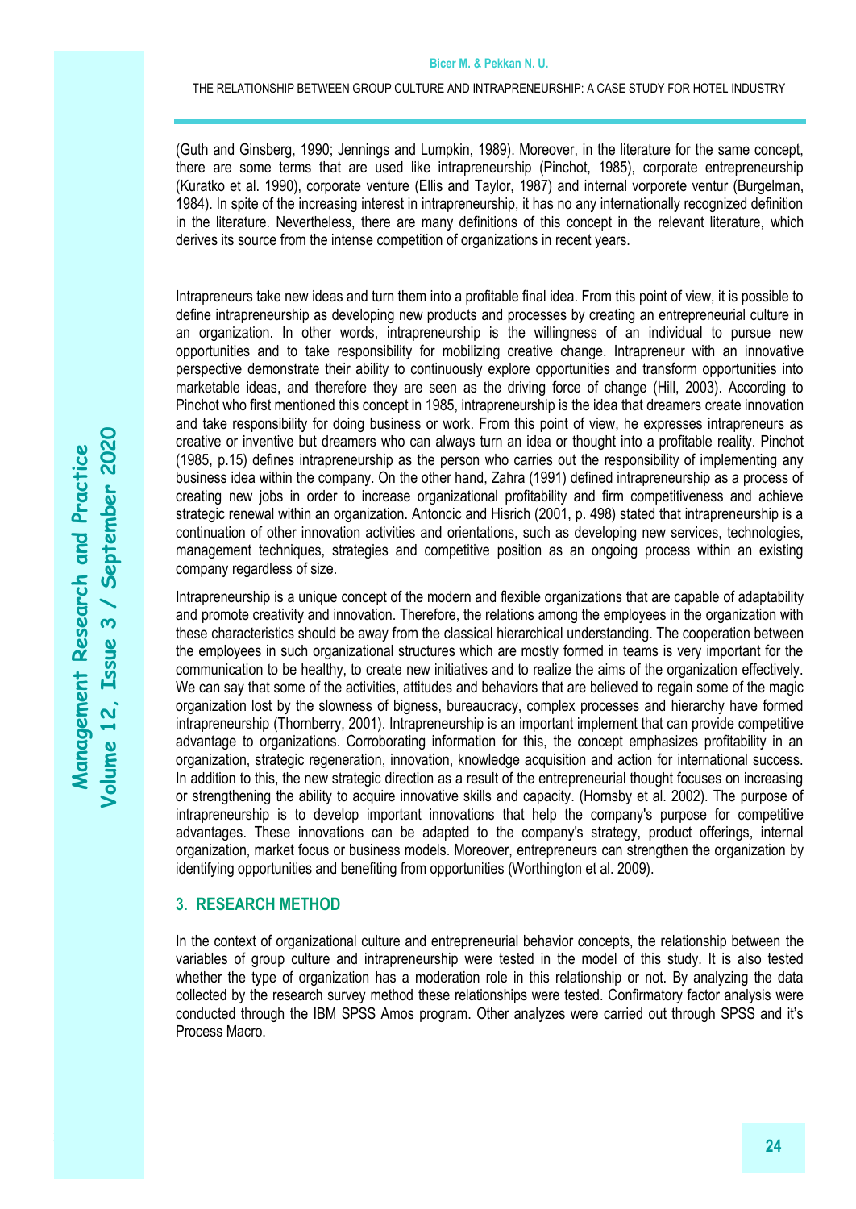(Guth and Ginsberg, 1990; Jennings and Lumpkin, 1989). Moreover, in the literature for the same concept, there are some terms that are used like intrapreneurship (Pinchot, 1985), corporate entrepreneurship (Kuratko et al. 1990), corporate venture (Ellis and Taylor, 1987) and internal vorporete ventur (Burgelman, 1984). In spite of the increasing interest in intrapreneurship, it has no any internationally recognized definition in the literature. Nevertheless, there are many definitions of this concept in the relevant literature, which derives its source from the intense competition of organizations in recent years.

Intrapreneurs take new ideas and turn them into a profitable final idea. From this point of view, it is possible to define intrapreneurship as developing new products and processes by creating an entrepreneurial culture in an organization. In other words, intrapreneurship is the willingness of an individual to pursue new opportunities and to take responsibility for mobilizing creative change. Intrapreneur with an innovative perspective demonstrate their ability to continuously explore opportunities and transform opportunities into marketable ideas, and therefore they are seen as the driving force of change (Hill, 2003). According to Pinchot who first mentioned this concept in 1985, intrapreneurship is the idea that dreamers create innovation and take responsibility for doing business or work. From this point of view, he expresses intrapreneurs as creative or inventive but dreamers who can always turn an idea or thought into a profitable reality. Pinchot (1985, p.15) defines intrapreneurship as the person who carries out the responsibility of implementing any business idea within the company. On the other hand, Zahra (1991) defined intrapreneurship as a process of creating new jobs in order to increase organizational profitability and firm competitiveness and achieve strategic renewal within an organization. Antoncic and Hisrich (2001, p. 498) stated that intrapreneurship is a continuation of other innovation activities and orientations, such as developing new services, technologies, management techniques, strategies and competitive position as an ongoing process within an existing company regardless of size.

Intrapreneurship is a unique concept of the modern and flexible organizations that are capable of adaptability and promote creativity and innovation. Therefore, the relations among the employees in the organization with these characteristics should be away from the classical hierarchical understanding. The cooperation between the employees in such organizational structures which are mostly formed in teams is very important for the communication to be healthy, to create new initiatives and to realize the aims of the organization effectively. We can say that some of the activities, attitudes and behaviors that are believed to regain some of the magic organization lost by the slowness of bigness, bureaucracy, complex processes and hierarchy have formed intrapreneurship (Thornberry, 2001). Intrapreneurship is an important implement that can provide competitive advantage to organizations. Corroborating information for this, the concept emphasizes profitability in an organization, strategic regeneration, innovation, knowledge acquisition and action for international success. In addition to this, the new strategic direction as a result of the entrepreneurial thought focuses on increasing or strengthening the ability to acquire innovative skills and capacity. (Hornsby et al. 2002). The purpose of intrapreneurship is to develop important innovations that help the company's purpose for competitive advantages. These innovations can be adapted to the company's strategy, product offerings, internal organization, market focus or business models. Moreover, entrepreneurs can strengthen the organization by identifying opportunities and benefiting from opportunities (Worthington et al. 2009).

## 3. RESEARCH METHOD

In the context of organizational culture and entrepreneurial behavior concepts, the relationship between the variables of group culture and intrapreneurship were tested in the model of this study. It is also tested whether the type of organization has a moderation role in this relationship or not. By analyzing the data collected by the research survey method these relationships were tested. Confirmatory factor analysis were conducted through the IBM SPSS Amos program. Other analyzes were carried out through SPSS and it's Process Macro.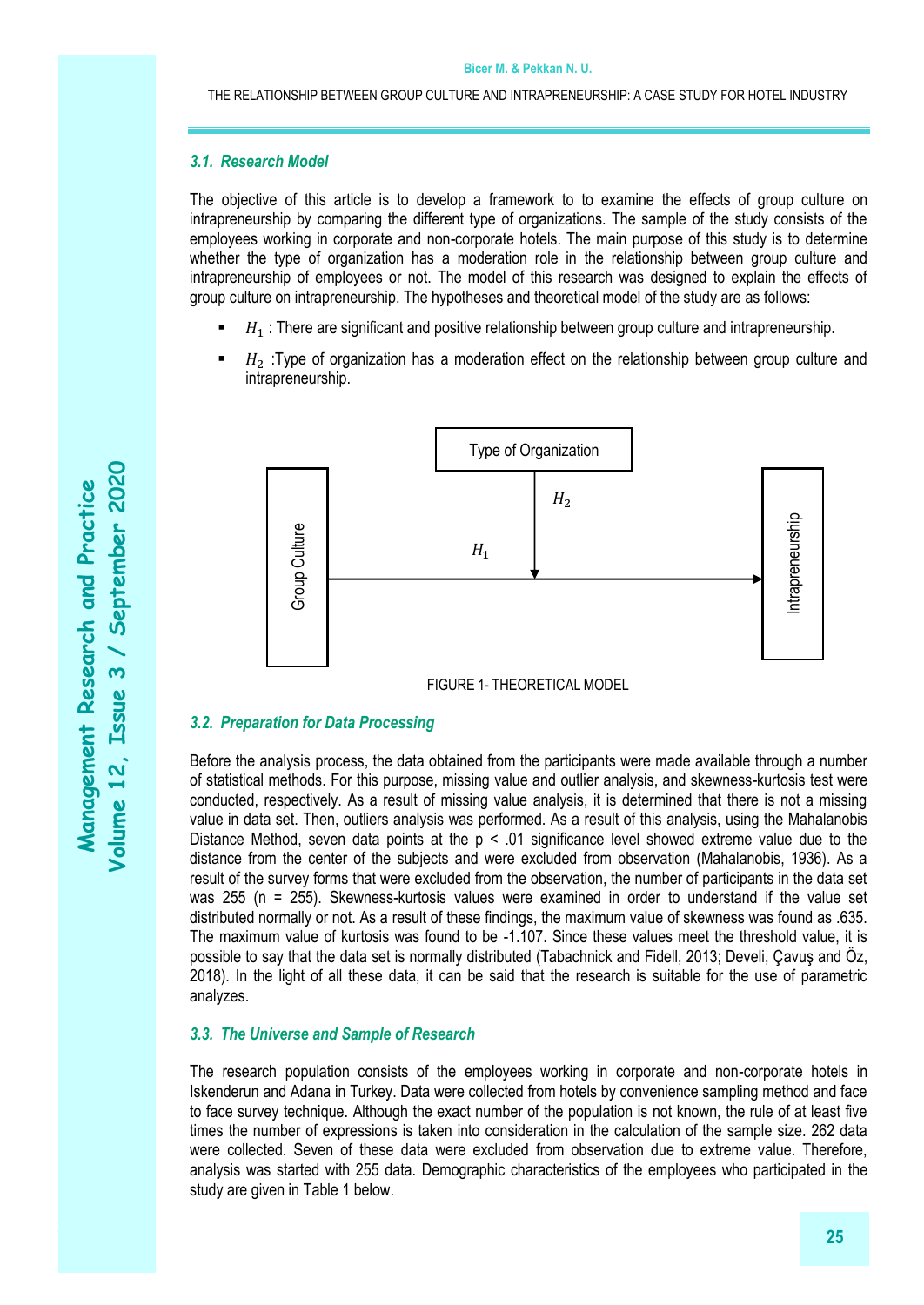### 3.1. Research Model

The objective of this article is to develop a framework to to examine the effects of group culture on intrapreneurship by comparing the different type of organizations. The sample of the study consists of the employees working in corporate and non-corporate hotels. The main purpose of this study is to determine whether the type of organization has a moderation role in the relationship between group culture and intrapreneurship of employees or not. The model of this research was designed to explain the effects of group culture on intrapreneurship. The hypotheses and theoretical model of the study are as follows:

- $H_1$ : There are significant and positive relationship between group culture and intrapreneurship.
- $H_2$ :Type of organization has a moderation effect on the relationship between group culture and intrapreneurship.

Type of Organization

$H_2$

Group Culture — $H_1$ → Intrapreneurship

FIGURE 1- THEORETICAL MODEL

### 3.2. Preparation for Data Processing

Before the analysis process, the data obtained from the participants were made available through a number of statistical methods. For this purpose, missing value and outlier analysis, and skewness-kurtosis test were conducted, respectively. As a result of missing value analysis, it is determined that there is not a missing value in data set. Then, outliers analysis was performed. As a result of this analysis, using the Mahalanobis Distance Method, seven data points at the $p < .01$ significance level showed extreme value due to the distance from the center of the subjects and were excluded from observation (Mahalanobis, 1936). As a result of the survey forms that were excluded from the observation, the number of participants in the data set was 255 ($n = 255$). Skewness-kurtosis values were examined in order to understand if the value set distributed normally or not. As a result of these findings, the maximum value of skewness was found as .635. The maximum value of kurtosis was found to be -1.107. Since these values meet the threshold value, it is possible to say that the data set is normally distributed (Tabachnick and Fidell, 2013; Develi, Çavuş and Öz, 2018). In the light of all these data, it can be said that the research is suitable for the use of parametric analyzes.

### 3.3. The Universe and Sample of Research

The research population consists of the employees working in corporate and non-corporate hotels in Iskenderun and Adana in Turkey. Data were collected from hotels by convenience sampling method and face to face survey technique. Although the exact number of the population is not known, the rule of at least five times the number of expressions is taken into consideration in the calculation of the sample size. 262 data were collected. Seven of these data were excluded from observation due to extreme value. Therefore, analysis was started with 255 data. Demographic characteristics of the employees who participated in the study are given in Table 1 below.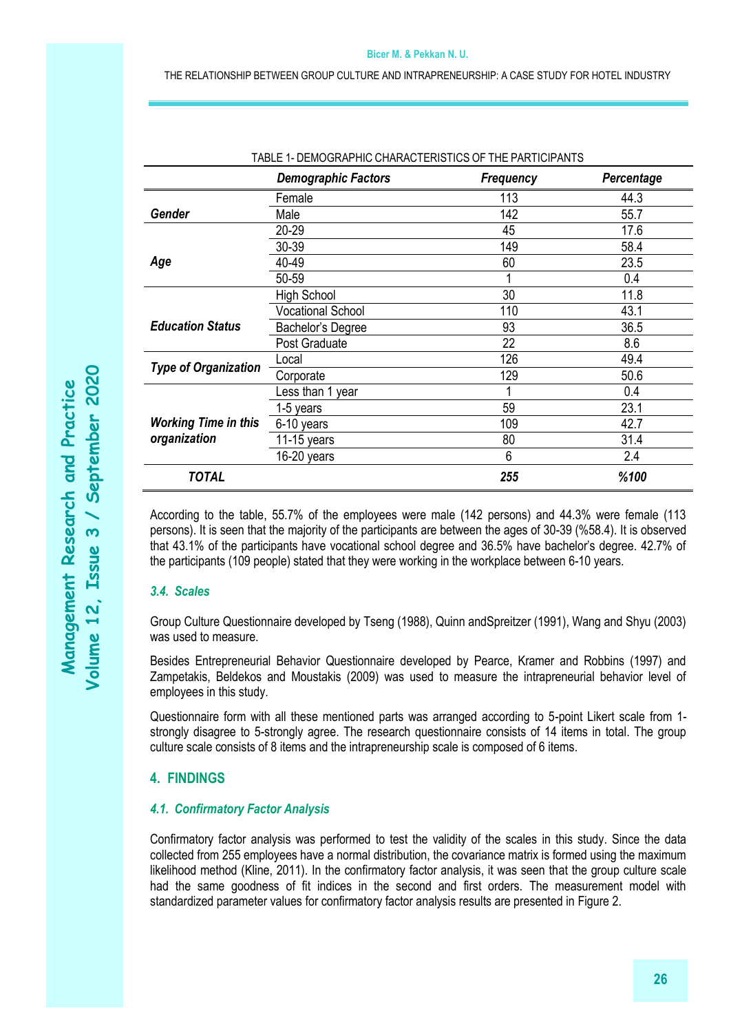TABLE 1- DEMOGRAPHIC CHARACTERISTICS OF THE PARTICIPANTS

| | ***Demographic Factors*** | ***Frequency*** | ***Percentage*** |
|---|---|---|---|
| ***Gender*** | Female | 113 | 44.3 |
| | Male | 142 | 55.7 |
| ***Age*** | 20-29 | 45 | 17.6 |
| | 30-39 | 149 | 58.4 |
| | 40-49 | 60 | 23.5 |
| | 50-59 | 1 | 0.4 |
| ***Education Status*** | High School | 30 | 11.8 |
| | Vocational School | 110 | 43.1 |
| | Bachelor's Degree | 93 | 36.5 |
| | Post Graduate | 22 | 8.6 |
| ***Type of Organization*** | Local | 126 | 49.4 |
| | Corporate | 129 | 50.6 |
| ***Working Time in this organization*** | Less than 1 year | 1 | 0.4 |
| | 1-5 years | 59 | 23.1 |
| | 6-10 years | 109 | 42.7 |
| | 11-15 years | 80 | 31.4 |
| | 16-20 years | 6 | 2.4 |
| ***TOTAL*** | | ***255*** | ***%100*** |

According to the table, 55.7% of the employees were male (142 persons) and 44.3% were female (113 persons). It is seen that the majority of the participants are between the ages of 30-39 (%58.4). It is observed that 43.1% of the participants have vocational school degree and 36.5% have bachelor's degree. 42.7% of the participants (109 people) stated that they were working in the workplace between 6-10 years.

### *3.4. Scales*

Group Culture Questionnaire developed by Tseng (1988), Quinn andSpreitzer (1991), Wang and Shyu (2003) was used to measure.

Besides Entrepreneurial Behavior Questionnaire developed by Pearce, Kramer and Robbins (1997) and Zampetakis, Beldekos and Moustakis (2009) was used to measure the intrapreneurial behavior level of employees in this study.

Questionnaire form with all these mentioned parts was arranged according to 5-point Likert scale from 1-strongly disagree to 5-strongly agree. The research questionnaire consists of 14 items in total. The group culture scale consists of 8 items and the intrapreneurship scale is composed of 6 items.

## 4. FINDINGS

### *4.1. Confirmatory Factor Analysis*

Confirmatory factor analysis was performed to test the validity of the scales in this study. Since the data collected from 255 employees have a normal distribution, the covariance matrix is formed using the maximum likelihood method (Kline, 2011). In the confirmatory factor analysis, it was seen that the group culture scale had the same goodness of fit indices in the second and first orders. The measurement model with standardized parameter values for confirmatory factor analysis results are presented in Figure 2.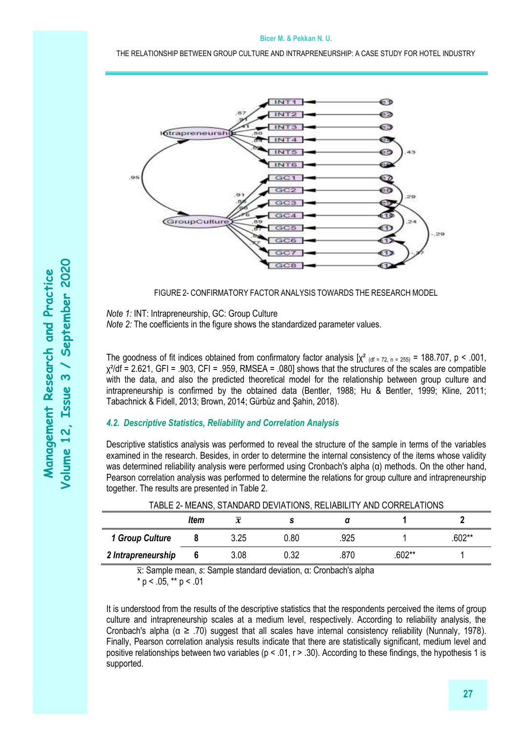FIGURE 2- CONFIRMATORY FACTOR ANALYSIS TOWARDS THE RESEARCH MODEL

*Note 1:* INT: Intrapreneurship, GC: Group Culture
*Note 2:* The coefficients in the figure shows the standardized parameter values.

The goodness of fit indices obtained from confirmatory factor analysis [$\chi^2_{(df = 72,\ n = 255)}$ = 188.707, $p < .001$, $\chi^2/df$ = 2.621, GFI = .903, CFI = .959, RMSEA = .080] shows that the structures of the scales are compatible with the data, and also the predicted theoretical model for the relationship between group culture and intrapreneurship is confirmed by the obtained data (Bentler, 1988; Hu & Bentler, 1999; Kline, 2011; Tabachnick & Fidell, 2013; Brown, 2014; Gürbüz and Şahin, 2018).

### *4.2. Descriptive Statistics, Reliability and Correlation Analysis*

Descriptive statistics analysis was performed to reveal the structure of the sample in terms of the variables examined in the research. Besides, in order to determine the internal consistency of the items whose validity was determined reliability analysis were performed using Cronbach's alpha (α) methods. On the other hand, Pearson correlation analysis was performed to determine the relations for group culture and intrapreneurship together. The results are presented in Table 2.

TABLE 2- MEANS, STANDARD DEVIATIONS, RELIABILITY AND CORRELATIONS

| | *Item* | $\bar{x}$ | *s* | *α* | **1** | **2** |
|---|---|---|---|---|---|---|
| ***1 Group Culture*** | **8** | 3.25 | 0.80 | .925 | 1 | .602** |
| ***2 Intrapreneurship*** | **6** | 3.08 | 0.32 | .870 | .602** | 1 |

$\bar{x}$: Sample mean, *s*: Sample standard deviation, α: Cronbach's alpha
* p < .05, ** p < .01

It is understood from the results of the descriptive statistics that the respondents perceived the items of group culture and intrapreneurship scales at a medium level, respectively. According to reliability analysis, the Cronbach's alpha ($\alpha \geq .70$) suggest that all scales have internal consistency reliability (Nunnaly, 1978). Finally, Pearson correlation analysis results indicate that there are statistically significant, medium level and positive relationships between two variables ($p < .01$, $r > .30$). According to these findings, the hypothesis 1 is supported.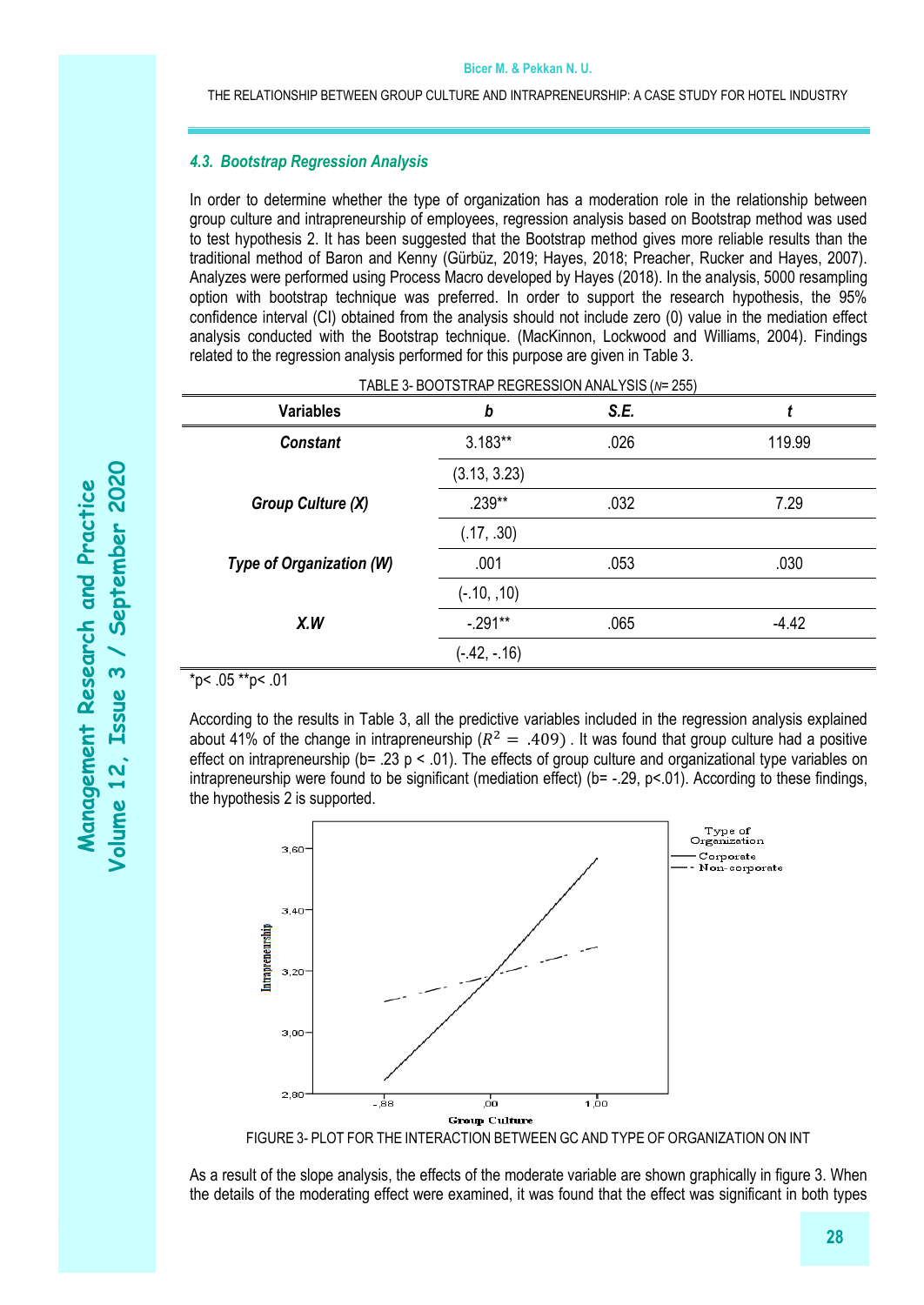### 4.3. Bootstrap Regression Analysis

In order to determine whether the type of organization has a moderation role in the relationship between group culture and intrapreneurship of employees, regression analysis based on Bootstrap method was used to test hypothesis 2. It has been suggested that the Bootstrap method gives more reliable results than the traditional method of Baron and Kenny (Gürbüz, 2019; Hayes, 2018; Preacher, Rucker and Hayes, 2007). Analyzes were performed using Process Macro developed by Hayes (2018). In the analysis, 5000 resampling option with bootstrap technique was preferred. In order to support the research hypothesis, the 95% confidence interval (CI) obtained from the analysis should not include zero (0) value in the mediation effect analysis conducted with the Bootstrap technique. (MacKinnon, Lockwood and Williams, 2004). Findings related to the regression analysis performed for this purpose are given in Table 3.

TABLE 3- BOOTSTRAP REGRESSION ANALYSIS ($N$= 255)

| Variables | *b* | *S.E.* | *t* |
|---|---|---|---|
| ***Constant*** | 3.183** | .026 | 119.99 |
| | (3.13, 3.23) | | |
| ***Group Culture (X)*** | .239** | .032 | 7.29 |
| | (.17, .30) | | |
| ***Type of Organization (W)*** | .001 | .053 | .030 |
| | (-.10, ,10) | | |
| ***X.W*** | -.291** | .065 | -4.42 |
| | (-.42, -.16) | | |

*p< .05 **p< .01

According to the results in Table 3, all the predictive variables included in the regression analysis explained about 41% of the change in intrapreneurship ($R^2 = .409$) . It was found that group culture had a positive effect on intrapreneurship (b= .23 p < .01). The effects of group culture and organizational type variables on intrapreneurship were found to be significant (mediation effect) (b= -.29, p<.01). According to these findings, the hypothesis 2 is supported.

FIGURE 3- PLOT FOR THE INTERACTION BETWEEN GC AND TYPE OF ORGANIZATION ON INT

As a result of the slope analysis, the effects of the moderate variable are shown graphically in figure 3. When the details of the moderating effect were examined, it was found that the effect was significant in both types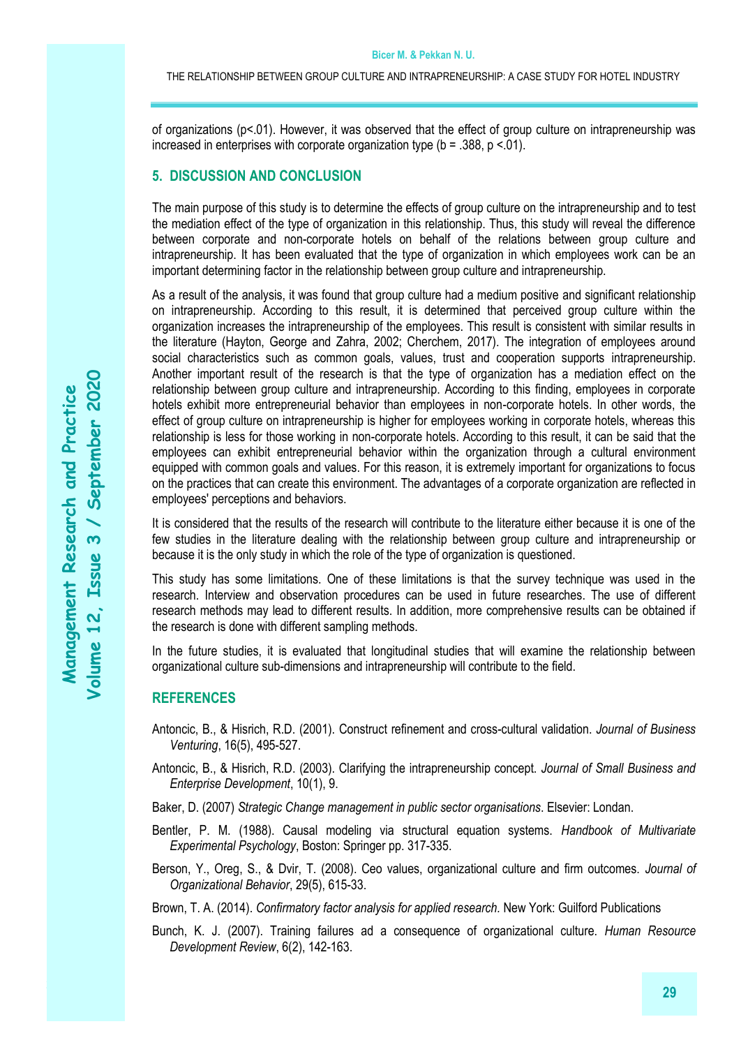of organizations ($p<.01$). However, it was observed that the effect of group culture on intrapreneurship was increased in enterprises with corporate organization type ($b = .388$, $p <.01$).

## 5. DISCUSSION AND CONCLUSION

The main purpose of this study is to determine the effects of group culture on the intrapreneurship and to test the mediation effect of the type of organization in this relationship. Thus, this study will reveal the difference between corporate and non-corporate hotels on behalf of the relations between group culture and intrapreneurship. It has been evaluated that the type of organization in which employees work can be an important determining factor in the relationship between group culture and intrapreneurship.

As a result of the analysis, it was found that group culture had a medium positive and significant relationship on intrapreneurship. According to this result, it is determined that perceived group culture within the organization increases the intrapreneurship of the employees. This result is consistent with similar results in the literature (Hayton, George and Zahra, 2002; Cherchem, 2017). The integration of employees around social characteristics such as common goals, values, trust and cooperation supports intrapreneurship. Another important result of the research is that the type of organization has a mediation effect on the relationship between group culture and intrapreneurship. According to this finding, employees in corporate hotels exhibit more entrepreneurial behavior than employees in non-corporate hotels. In other words, the effect of group culture on intrapreneurship is higher for employees working in corporate hotels, whereas this relationship is less for those working in non-corporate hotels. According to this result, it can be said that the employees can exhibit entrepreneurial behavior within the organization through a cultural environment equipped with common goals and values. For this reason, it is extremely important for organizations to focus on the practices that can create this environment. The advantages of a corporate organization are reflected in employees' perceptions and behaviors.

It is considered that the results of the research will contribute to the literature either because it is one of the few studies in the literature dealing with the relationship between group culture and intrapreneurship or because it is the only study in which the role of the type of organization is questioned.

This study has some limitations. One of these limitations is that the survey technique was used in the research. Interview and observation procedures can be used in future researches. The use of different research methods may lead to different results. In addition, more comprehensive results can be obtained if the research is done with different sampling methods.

In the future studies, it is evaluated that longitudinal studies that will examine the relationship between organizational culture sub-dimensions and intrapreneurship will contribute to the field.

## REFERENCES

Antoncic, B., & Hisrich, R.D. (2001). Construct refinement and cross-cultural validation. *Journal of Business Venturing*, 16(5), 495-527.

Antoncic, B., & Hisrich, R.D. (2003). Clarifying the intrapreneurship concept. *Journal of Small Business and Enterprise Development*, 10(1), 9.

Baker, D. (2007) *Strategic Change management in public sector organisations*. Elsevier: Londan.

Bentler, P. M. (1988). Causal modeling via structural equation systems. *Handbook of Multivariate Experimental Psychology*, Boston: Springer pp. 317-335.

Berson, Y., Oreg, S., & Dvir, T. (2008). Ceo values, organizational culture and firm outcomes. *Journal of Organizational Behavior*, 29(5), 615-33.

Brown, T. A. (2014). *Confirmatory factor analysis for applied research*. New York: Guilford Publications

Bunch, K. J. (2007). Training failures ad a consequence of organizational culture. *Human Resource Development Review*, 6(2), 142-163.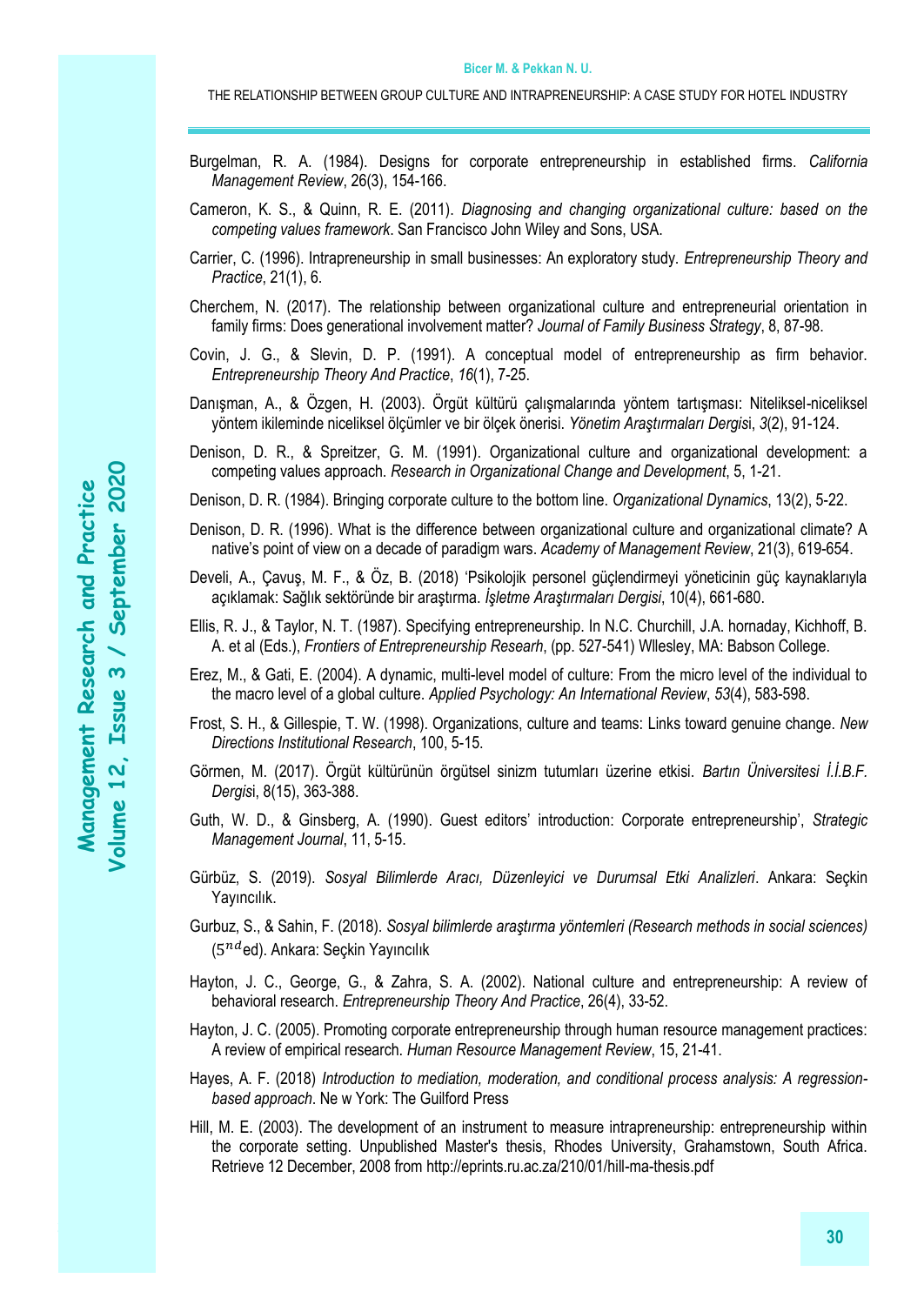Burgelman, R. A. (1984). Designs for corporate entrepreneurship in established firms. *California Management Review*, 26(3), 154-166.

Cameron, K. S., & Quinn, R. E. (2011). *Diagnosing and changing organizational culture: based on the competing values framework*. San Francisco John Wiley and Sons, USA.

Carrier, C. (1996). Intrapreneurship in small businesses: An exploratory study. *Entrepreneurship Theory and Practice*, 21(1), 6.

Cherchem, N. (2017). The relationship between organizational culture and entrepreneurial orientation in family firms: Does generational involvement matter? *Journal of Family Business Strategy*, 8, 87-98.

Covin, J. G., & Slevin, D. P. (1991). A conceptual model of entrepreneurship as firm behavior. *Entrepreneurship Theory And Practice*, *16*(1), 7-25.

Danışman, A., & Özgen, H. (2003). Örgüt kültürü çalışmalarında yöntem tartışması: Niteliksel-niceliksel yöntem ikileminde niceliksel ölçümler ve bir ölçek önerisi. *Yönetim Araştırmaları Dergisi*, *3*(2), 91-124.

Denison, D. R., & Spreitzer, G. M. (1991). Organizational culture and organizational development: a competing values approach. *Research in Organizational Change and Development*, 5, 1-21.

Denison, D. R. (1984). Bringing corporate culture to the bottom line. *Organizational Dynamics*, 13(2), 5-22.

Denison, D. R. (1996). What is the difference between organizational culture and organizational climate? A native's point of view on a decade of paradigm wars. *Academy of Management Review*, 21(3), 619-654.

Develi, A., Çavuş, M. F., & Öz, B. (2018) 'Psikolojik personel güçlendirmeyi yöneticinin güç kaynaklarıyla açıklamak: Sağlık sektöründe bir araştırma. *İşletme Araştırmaları Dergisi*, 10(4), 661-680.

Ellis, R. J., & Taylor, N. T. (1987). Specifying entrepreneurship. In N.C. Churchill, J.A. hornaday, Kichhoff, B. A. et al (Eds.), *Frontiers of Entrepreneurship Researh*, (pp. 527-541) Wllesley, MA: Babson College.

Erez, M., & Gati, E. (2004). A dynamic, multi-level model of culture: From the micro level of the individual to the macro level of a global culture. *Applied Psychology: An International Review*, *53*(4), 583-598.

Frost, S. H., & Gillespie, T. W. (1998). Organizations, culture and teams: Links toward genuine change. *New Directions Institutional Research*, 100, 5-15.

Görmen, M. (2017). Örgüt kültürünün örgütsel sinizm tutumları üzerine etkisi. *Bartın Üniversitesi İ.İ.B.F. Dergisi*, 8(15), 363-388.

Guth, W. D., & Ginsberg, A. (1990). Guest editors' introduction: Corporate entrepreneurship', *Strategic Management Journal*, 11, 5-15.

Gürbüz, S. (2019). *Sosyal Bilimlerde Aracı, Düzenleyici ve Durumsal Etki Analizleri*. Ankara: Seçkin Yayıncılık.

Gurbuz, S., & Sahin, F. (2018). *Sosyal bilimlerde araştırma yöntemleri (Research methods in social sciences)* ($5^{nd}$ ed). Ankara: Seçkin Yayıncılık

Hayton, J. C., George, G., & Zahra, S. A. (2002). National culture and entrepreneurship: A review of behavioral research. *Entrepreneurship Theory And Practice*, 26(4), 33-52.

Hayton, J. C. (2005). Promoting corporate entrepreneurship through human resource management practices: A review of empirical research. *Human Resource Management Review*, 15, 21-41.

Hayes, A. F. (2018) *Introduction to mediation, moderation, and conditional process analysis: A regression-based approach*. Ne w York: The Guilford Press

Hill, M. E. (2003). The development of an instrument to measure intrapreneurship: entrepreneurship within the corporate setting. Unpublished Master's thesis, Rhodes University, Grahamstown, South Africa. Retrieve 12 December, 2008 from http://eprints.ru.ac.za/210/01/hill-ma-thesis.pdf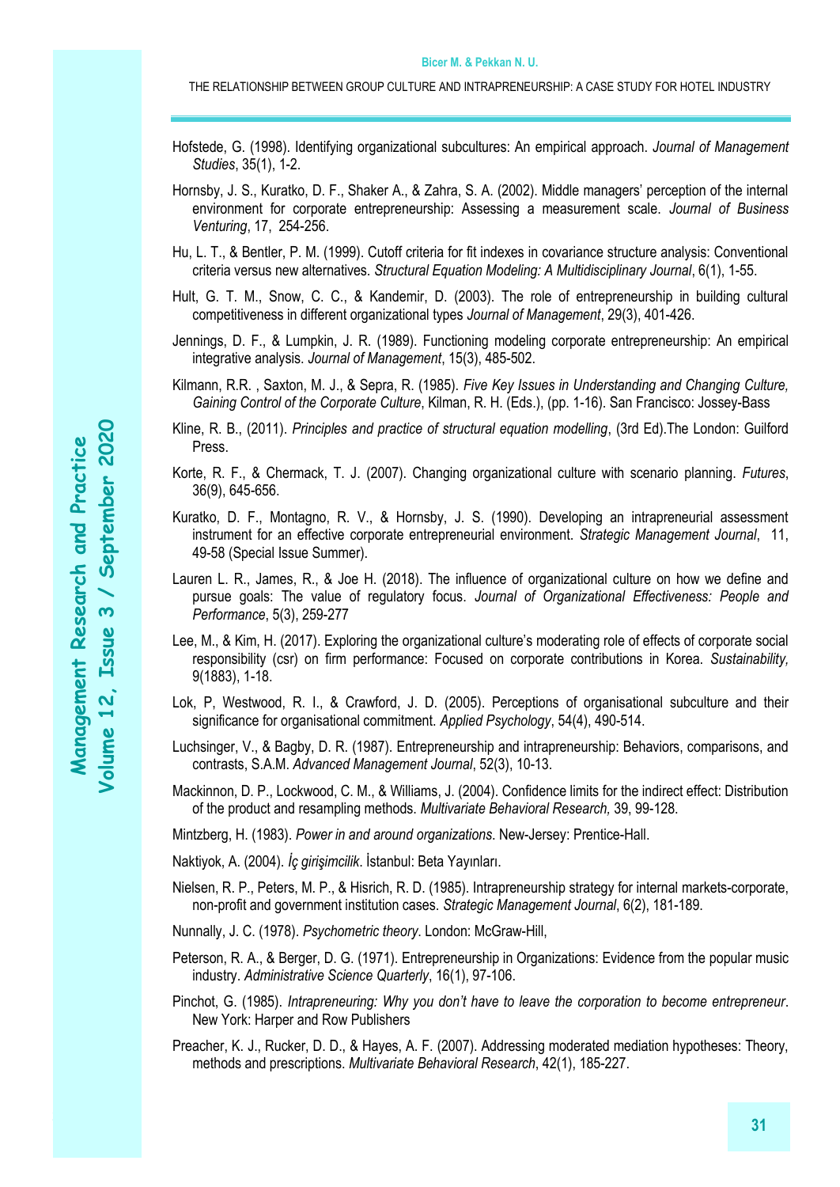Hofstede, G. (1998). Identifying organizational subcultures: An empirical approach. *Journal of Management Studies*, 35(1), 1-2.

Hornsby, J. S., Kuratko, D. F., Shaker A., & Zahra, S. A. (2002). Middle managers' perception of the internal environment for corporate entrepreneurship: Assessing a measurement scale. *Journal of Business Venturing*, 17, 254-256.

Hu, L. T., & Bentler, P. M. (1999). Cutoff criteria for fit indexes in covariance structure analysis: Conventional criteria versus new alternatives. *Structural Equation Modeling: A Multidisciplinary Journal*, 6(1), 1-55.

Hult, G. T. M., Snow, C. C., & Kandemir, D. (2003). The role of entrepreneurship in building cultural competitiveness in different organizational types *Journal of Management*, 29(3), 401-426.

Jennings, D. F., & Lumpkin, J. R. (1989). Functioning modeling corporate entrepreneurship: An empirical integrative analysis. *Journal of Management*, 15(3), 485-502.

Kilmann, R.R. , Saxton, M. J., & Sepra, R. (1985). *Five Key Issues in Understanding and Changing Culture, Gaining Control of the Corporate Culture*, Kilman, R. H. (Eds.), (pp. 1-16). San Francisco: Jossey-Bass

Kline, R. B., (2011). *Principles and practice of structural equation modelling*, (3rd Ed).The London: Guilford Press.

Korte, R. F., & Chermack, T. J. (2007). Changing organizational culture with scenario planning. *Futures*, 36(9), 645-656.

Kuratko, D. F., Montagno, R. V., & Hornsby, J. S. (1990). Developing an intrapreneurial assessment instrument for an effective corporate entrepreneurial environment. *Strategic Management Journal*, 11, 49-58 (Special Issue Summer).

Lauren L. R., James, R., & Joe H. (2018). The influence of organizational culture on how we define and pursue goals: The value of regulatory focus. *Journal of Organizational Effectiveness: People and Performance*, 5(3), 259-277

Lee, M., & Kim, H. (2017). Exploring the organizational culture's moderating role of effects of corporate social responsibility (csr) on firm performance: Focused on corporate contributions in Korea. *Sustainability,* 9(1883), 1-18.

Lok, P, Westwood, R. I., & Crawford, J. D. (2005). Perceptions of organisational subculture and their significance for organisational commitment. *Applied Psychology*, 54(4), 490-514.

Luchsinger, V., & Bagby, D. R. (1987). Entrepreneurship and intrapreneurship: Behaviors, comparisons, and contrasts, S.A.M. *Advanced Management Journal*, 52(3), 10-13.

Mackinnon, D. P., Lockwood, C. M., & Williams, J. (2004). Confidence limits for the indirect effect: Distribution of the product and resampling methods. *Multivariate Behavioral Research,* 39, 99-128.

Mintzberg, H. (1983). *Power in and around organizations*. New-Jersey: Prentice-Hall.

Naktiyok, A. (2004). *İç girişimcilik*. İstanbul: Beta Yayınları.

Nielsen, R. P., Peters, M. P., & Hisrich, R. D. (1985). Intrapreneurship strategy for internal markets-corporate, non-profit and government institution cases. *Strategic Management Journal*, 6(2), 181-189.

Nunnally, J. C. (1978). *Psychometric theory*. London: McGraw-Hill,

Peterson, R. A., & Berger, D. G. (1971). Entrepreneurship in Organizations: Evidence from the popular music industry. *Administrative Science Quarterly*, 16(1), 97-106.

Pinchot, G. (1985). *Intrapreneuring: Why you don't have to leave the corporation to become entrepreneur*. New York: Harper and Row Publishers

Preacher, K. J., Rucker, D. D., & Hayes, A. F. (2007). Addressing moderated mediation hypotheses: Theory, methods and prescriptions. *Multivariate Behavioral Research*, 42(1), 185-227.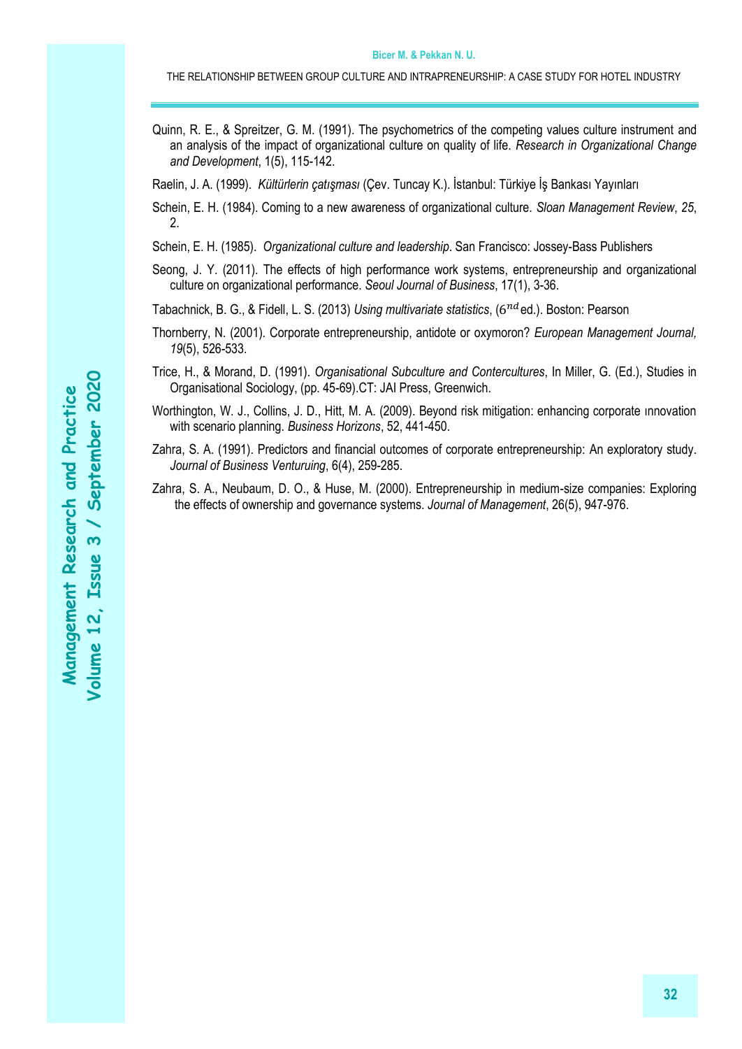Quinn, R. E., & Spreitzer, G. M. (1991). The psychometrics of the competing values culture instrument and an analysis of the impact of organizational culture on quality of life. *Research in Organizational Change and Development*, 1(5), 115-142.

Raelin, J. A. (1999). *Kültürlerin çatışması* (Çev. Tuncay K.). İstanbul: Türkiye İş Bankası Yayınları

Schein, E. H. (1984). Coming to a new awareness of organizational culture. *Sloan Management Review*, *25*, 2.

Schein, E. H. (1985). *Organizational culture and leadership*. San Francisco: Jossey-Bass Publishers

Seong, J. Y. (2011). The effects of high performance work systems, entrepreneurship and organizational culture on organizational performance. *Seoul Journal of Business*, 17(1), 3-36.

Tabachnick, B. G., & Fidell, L. S. (2013) *Using multivariate statistics*, ($6^{nd}$ ed.). Boston: Pearson

Thornberry, N. (2001). Corporate entrepreneurship, antidote or oxymoron? *European Management Journal, 19*(5), 526-533.

Trice, H., & Morand, D. (1991). *Organisational Subculture and Contercultures*, In Miller, G. (Ed.), Studies in Organisational Sociology, (pp. 45-69).CT: JAI Press, Greenwich.

Worthington, W. J., Collins, J. D., Hitt, M. A. (2009). Beyond risk mitigation: enhancing corporate ınnovation with scenario planning. *Business Horizons*, 52, 441-450.

Zahra, S. A. (1991). Predictors and financial outcomes of corporate entrepreneurship: An exploratory study. *Journal of Business Venturuing*, 6(4), 259-285.

Zahra, S. A., Neubaum, D. O., & Huse, M. (2000). Entrepreneurship in medium-size companies: Exploring the effects of ownership and governance systems. *Journal of Management*, 26(5), 947-976.